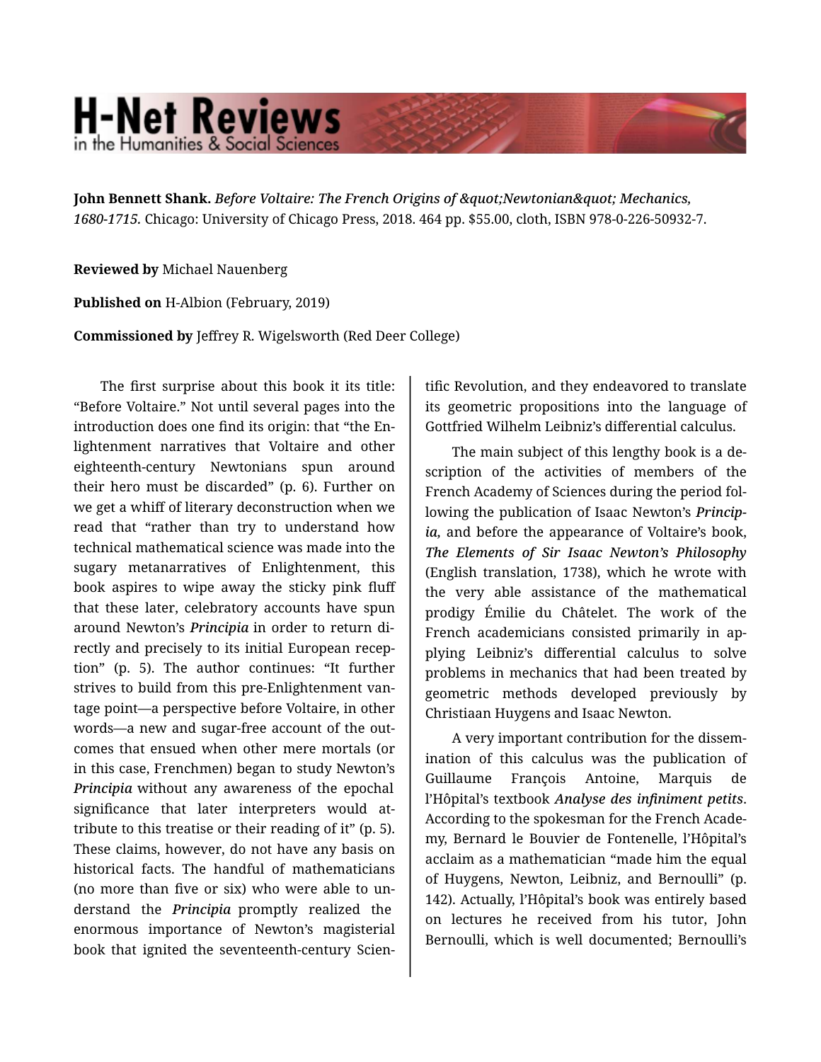# H-Net Reviews in the Humanities & Social Sciences

**John Bennett Shank.** *Before Voltaire: The French Origins of &quot;Newtonian&quot; Mechanics, 1680-1715.* Chicago: University of Chicago Press, 2018. 464 pp. $55.00, cloth, ISBN 978-0-226-50932-7.

**Reviewed by** Michael Nauenberg

**Published on** H-Albion (February, 2019)

**Commissioned by** Jeffrey R. Wigelsworth (Red Deer College)

The first surprise about this book it its title: "Before Voltaire." Not until several pages into the introduction does one find its origin: that "the Enlightenment narratives that Voltaire and other eighteenth-century Newtonians spun around their hero must be discarded" (p. 6). Further on we get a whiff of literary deconstruction when we read that "rather than try to understand how technical mathematical science was made into the sugary metanarratives of Enlightenment, this book aspires to wipe away the sticky pink fluff that these later, celebratory accounts have spun around Newton's *Principia* in order to return directly and precisely to its initial European reception" (p. 5). The author continues: "It further strives to build from this pre-Enlightenment vantage point—a perspective before Voltaire, in other words—a new and sugar-free account of the outcomes that ensued when other mere mortals (or in this case, Frenchmen) began to study Newton's *Principia* without any awareness of the epochal significance that later interpreters would attribute to this treatise or their reading of it" (p. 5). These claims, however, do not have any basis on historical facts. The handful of mathematicians (no more than five or six) who were able to understand the *Principia* promptly realized the enormous importance of Newton's magisterial book that ignited the seventeenth-century Scientific Revolution, and they endeavored to translate its geometric propositions into the language of Gottfried Wilhelm Leibniz's differential calculus.

The main subject of this lengthy book is a description of the activities of members of the French Academy of Sciences during the period following the publication of Isaac Newton's *Principia,* and before the appearance of Voltaire's book, ***The Elements of Sir Isaac Newton's Philosophy*** (English translation, 1738), which he wrote with the very able assistance of the mathematical prodigy Émilie du Châtelet. The work of the French academicians consisted primarily in applying Leibniz's differential calculus to solve problems in mechanics that had been treated by geometric methods developed previously by Christiaan Huygens and Isaac Newton.

A very important contribution for the dissemination of this calculus was the publication of Guillaume François Antoine, Marquis de l'Hôpital's textbook *Analyse des infiniment petits*. According to the spokesman for the French Academy, Bernard le Bouvier de Fontenelle, l'Hôpital's acclaim as a mathematician "made him the equal of Huygens, Newton, Leibniz, and Bernoulli" (p. 142). Actually, l'Hôpital's book was entirely based on lectures he received from his tutor, John Bernoulli, which is well documented; Bernoulli's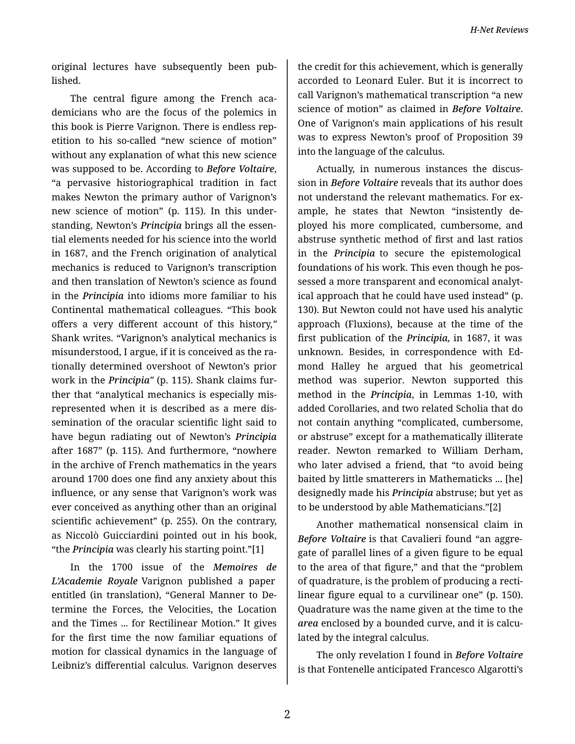original lectures have subsequently been published.

The central figure among the French academicians who are the focus of the polemics in this book is Pierre Varignon. There is endless repetition to his so-called "new science of motion" without any explanation of what this new science was supposed to be. According to ***Before Voltaire***, "a pervasive historiographical tradition in fact makes Newton the primary author of Varignon's new science of motion" (p. 115). In this understanding, Newton's ***Principia*** brings all the essential elements needed for his science into the world in 1687, and the French origination of analytical mechanics is reduced to Varignon's transcription and then translation of Newton's science as found in the ***Principia*** into idioms more familiar to his Continental mathematical colleagues. "This book offers a very different account of this history," Shank writes. "Varignon's analytical mechanics is misunderstood, I argue, if it is conceived as the rationally determined overshoot of Newton's prior work in the ***Principia***" (p. 115). Shank claims further that "analytical mechanics is especially misrepresented when it is described as a mere dissemination of the oracular scientific light said to have begun radiating out of Newton's ***Principia*** after 1687" (p. 115). And furthermore, "nowhere in the archive of French mathematics in the years around 1700 does one find any anxiety about this influence, or any sense that Varignon's work was ever conceived as anything other than an original scientific achievement" (p. 255). On the contrary, as Niccolò Guicciardini pointed out in his book, "the ***Principia*** was clearly his starting point."[1]

In the 1700 issue of the ***Memoires de L'Academie Royale*** Varignon published a paper entitled (in translation), "General Manner to Determine the Forces, the Velocities, the Location and the Times ... for Rectilinear Motion." It gives for the first time the now familiar equations of motion for classical dynamics in the language of Leibniz's differential calculus. Varignon deserves the credit for this achievement, which is generally accorded to Leonard Euler. But it is incorrect to call Varignon's mathematical transcription "a new science of motion" as claimed in *Before Voltaire*. One of Varignon's main applications of his result was to express Newton's proof of Proposition 39 into the language of the calculus.

Actually, in numerous instances the discussion in ***Before Voltaire*** reveals that its author does not understand the relevant mathematics. For example, he states that Newton "insistently deployed his more complicated, cumbersome, and abstruse synthetic method of first and last ratios in the ***Principia*** to secure the epistemological foundations of his work. This even though he possessed a more transparent and economical analytical approach that he could have used instead" (p. 130). But Newton could not have used his analytic approach (Fluxions), because at the time of the first publication of the ***Principia,*** in 1687, it was unknown. Besides, in correspondence with Edmond Halley he argued that his geometrical method was superior. Newton supported this method in the ***Principia***, in Lemmas 1-10, with added Corollaries, and two related Scholia that do not contain anything "complicated, cumbersome, or abstruse" except for a mathematically illiterate reader. Newton remarked to William Derham, who later advised a friend, that "to avoid being baited by little smatterers in Mathematicks ... [he] designedly made his ***Principia*** abstruse; but yet as to be understood by able Mathematicians."[2]

Another mathematical nonsensical claim in ***Before Voltaire*** is that Cavalieri found "an aggregate of parallel lines of a given figure to be equal to the area of that figure," and that the "problem of quadrature, is the problem of producing a rectilinear figure equal to a curvilinear one" (p. 150). Quadrature was the name given at the time to the ***area*** enclosed by a bounded curve, and it is calculated by the integral calculus.

The only revelation I found in ***Before Voltaire*** is that Fontenelle anticipated Francesco Algarotti's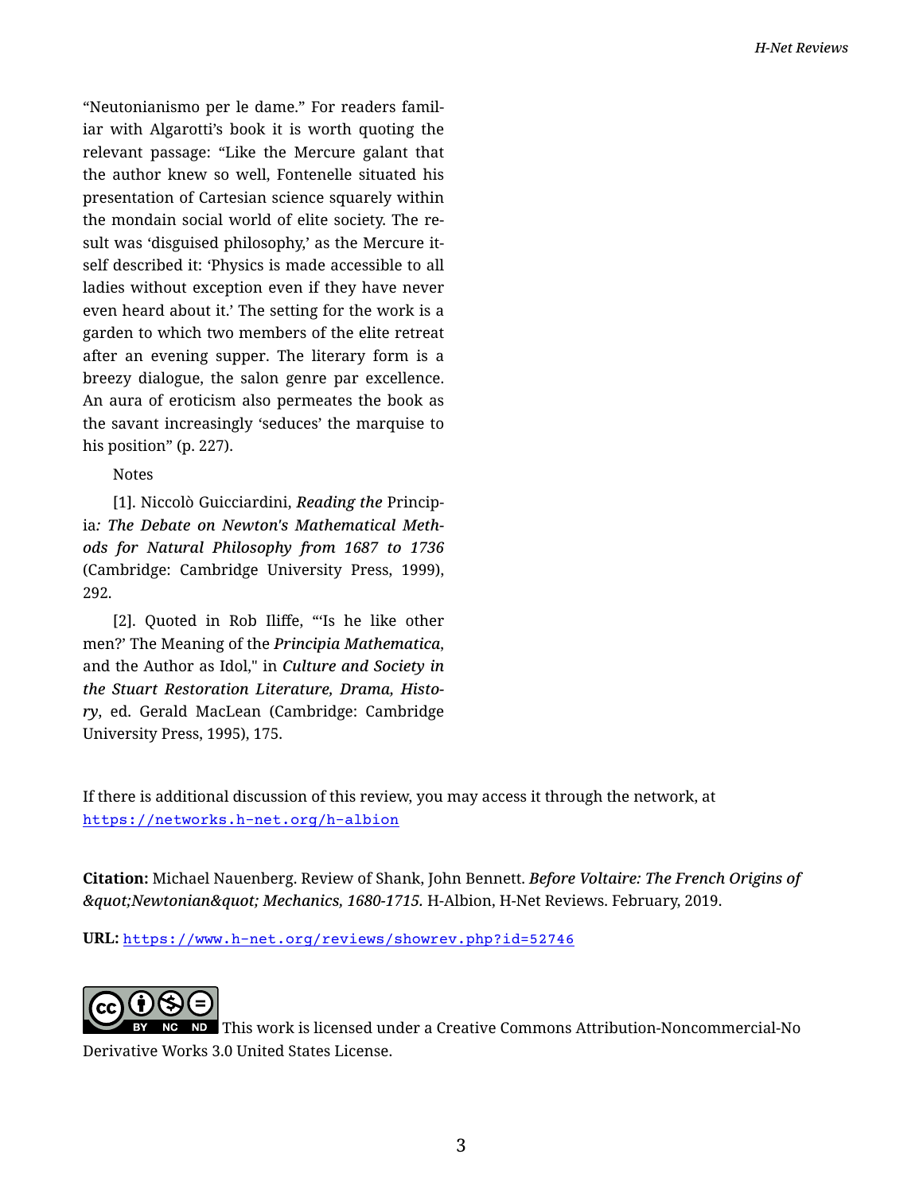"Neutonianismo per le dame." For readers familiar with Algarotti's book it is worth quoting the relevant passage: "Like the Mercure galant that the author knew so well, Fontenelle situated his presentation of Cartesian science squarely within the mondain social world of elite society. The result was 'disguised philosophy,' as the Mercure itself described it: 'Physics is made accessible to all ladies without exception even if they have never even heard about it.' The setting for the work is a garden to which two members of the elite retreat after an evening supper. The literary form is a breezy dialogue, the salon genre par excellence. An aura of eroticism also permeates the book as the savant increasingly 'seduces' the marquise to his position" (p. 227).

Notes

[1]. Niccolò Guicciardini, ***Reading the*** Principia***: The Debate on Newton's Mathematical Methods for Natural Philosophy from 1687 to 1736*** (Cambridge: Cambridge University Press, 1999), 292.

[2]. Quoted in Rob Iliffe, "'Is he like other men?' The Meaning of the ***Principia Mathematica***, and the Author as Idol," in ***Culture and Society in the Stuart Restoration Literature, Drama, History***, ed. Gerald MacLean (Cambridge: Cambridge University Press, 1995), 175.

If there is additional discussion of this review, you may access it through the network, at https://networks.h-net.org/h-albion

**Citation:** Michael Nauenberg. Review of Shank, John Bennett. ***Before Voltaire: The French Origins of &quot;Newtonian&quot; Mechanics, 1680-1715.*** H-Albion, H-Net Reviews. February, 2019.

**URL:** https://www.h-net.org/reviews/showrev.php?id=52746

This work is licensed under a Creative Commons Attribution-Noncommercial-No Derivative Works 3.0 United States License.